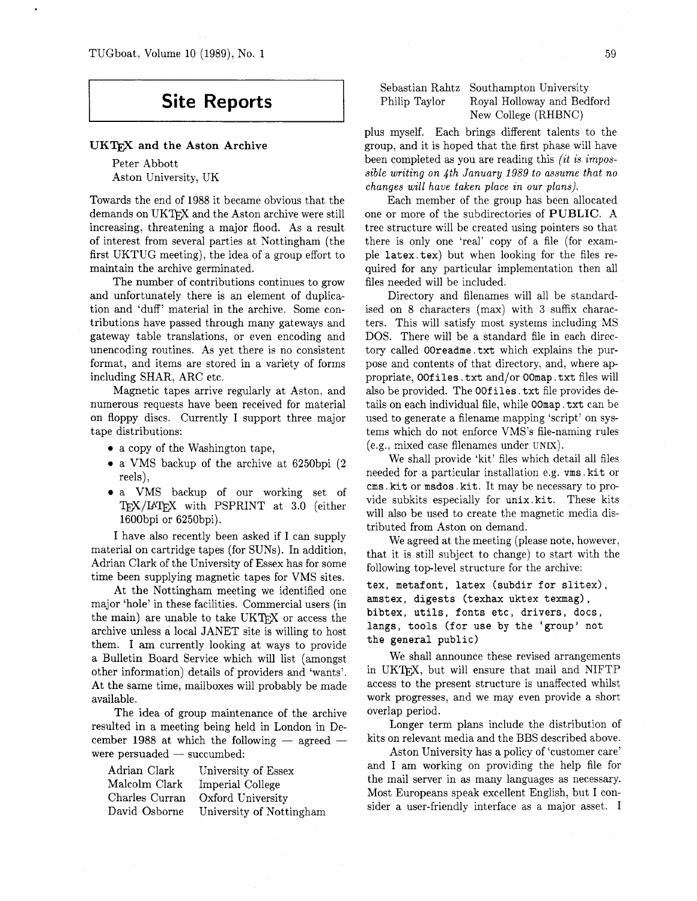# Site Reports

## UKTEX and the Aston Archive

Peter Abbott
Aston University, UK

Towards the end of 1988 it became obvious that the demands on UKTEX and the Aston archive were still increasing, threatening a major flood. As a result of interest from several parties at Nottingham (the first UKTUG meeting), the idea of a group effort to maintain the archive germinated.

The number of contributions continues to grow and unfortunately there is an element of duplication and 'duff' material in the archive. Some contributions have passed through many gateways and gateway table translations, or even encoding and unencoding routines. As yet there is no consistent format, and items are stored in a variety of forms including SHAR, ARC etc.

Magnetic tapes arrive regularly at Aston, and numerous requests have been received for material on floppy discs. Currently I support three major tape distributions:

- a copy of the Washington tape,
- a VMS backup of the archive at 6250bpi (2 reels),
- a VMS backup of our working set of TEX/LATEX with PSPRINT at 3.0 (either 1600bpi or 6250bpi).

I have also recently been asked if I can supply material on cartridge tapes (for SUNs). In addition, Adrian Clark of the University of Essex has for some time been supplying magnetic tapes for VMS sites.

At the Nottingham meeting we identified one major 'hole' in these facilities. Commercial users (in the main) are unable to take UKTEX or access the archive unless a local JANET site is willing to host them. I am currently looking at ways to provide a Bulletin Board Service which will list (amongst other information) details of providers and 'wants'. At the same time, mailboxes will probably be made available.

The idea of group maintenance of the archive resulted in a meeting being held in London in December 1988 at which the following — agreed — were persuaded — succumbed:

| | |
|---|---|
| Adrian Clark | University of Essex |
| Malcolm Clark | Imperial College |
| Charles Curran | Oxford University |
| David Osborne | University of Nottingham |
| Sebastian Rahtz | Southampton University |
| Philip Taylor | Royal Holloway and Bedford New College (RHBNC) |

plus myself. Each brings different talents to the group, and it is hoped that the first phase will have been completed as you are reading this *(it is impossible writing on 4th January 1989 to assume that no changes will have taken place in our plans)*.

Each member of the group has been allocated one or more of the subdirectories of **PUBLIC**. A tree structure will be created using pointers so that there is only one 'real' copy of a file (for example `latex.tex`) but when looking for the files required for any particular implementation then all files needed will be included.

Directory and filenames will all be standardised on 8 characters (max) with 3 suffix characters. This will satisfy most systems including MS DOS. There will be a standard file in each directory called `00readme.txt` which explains the purpose and contents of that directory, and, where appropriate, `00files.txt` and/or `00map.txt` files will also be provided. The `00files.txt` file provides details on each individual file, while `00map.txt` can be used to generate a filename mapping 'script' on systems which do not enforce VMS's file-naming rules (e.g., mixed case filenames under UNIX).

We shall provide 'kit' files which detail all files needed for a particular installation e.g. `vms.kit` or `cms.kit` or `msdos.kit`. It may be necessary to provide subkits especially for `unix.kit`. These kits will also be used to create the magnetic media distributed from Aston on demand.

We agreed at the meeting (please note, however, that it is still subject to change) to start with the following top-level structure for the archive:

**`tex, metafont, latex (subdir for slitex), amstex, digests (texhax uktex texmag), bibtex, utils, fonts etc, drivers, docs, langs, tools (for use by the 'group' not the general public)`**

We shall announce these revised arrangements in UKTEX, but will ensure that mail and NIFTP access to the present structure is unaffected whilst work progresses, and we may even provide a short overlap period.

Longer term plans include the distribution of kits on relevant media and the BBS described above.

Aston University has a policy of 'customer care' and I am working on providing the help file for the mail server in as many languages as necessary. Most Europeans speak excellent English, but I consider a user-friendly interface as a major asset. I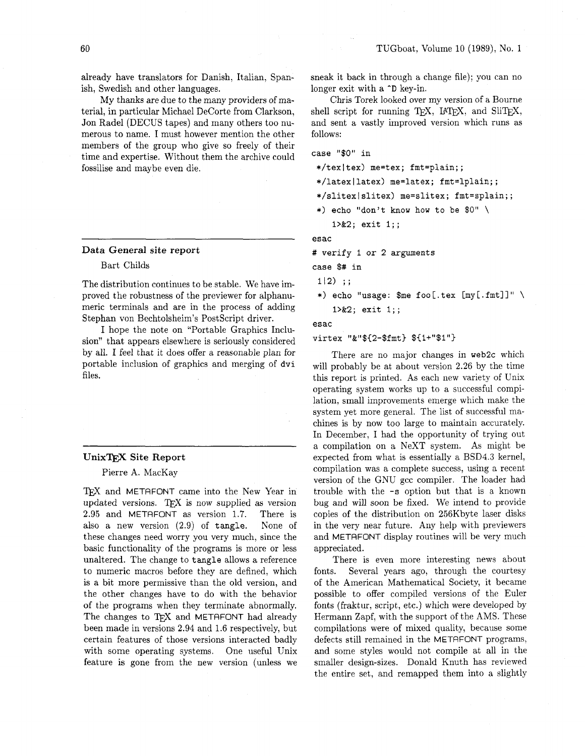already have translators for Danish, Italian, Spanish, Swedish and other languages.

My thanks are due to the many providers of material, in particular Michael DeCorte from Clarkson, Jon Radel (DECUS tapes) and many others too numerous to name. I must however mention the other members of the group who give so freely of their time and expertise. Without them the archive could fossilise and maybe even die.

### Data General site report

Bart Childs

The distribution continues to be stable. We have improved the robustness of the previewer for alphanumeric terminals and are in the process of adding Stephan von Bechtolsheim's PostScript driver.

I hope the note on "Portable Graphics Inclusion" that appears elsewhere is seriously considered by all. I feel that it does offer a reasonable plan for portable inclusion of graphics and merging of dvi files.

### UnixTeX Site Report

Pierre A. MacKay

TeX and METAFONT came into the New Year in updated versions. TeX is now supplied as version 2.95 and METAFONT as version 1.7. There is also a new version (2.9) of tangle. None of these changes need worry you very much, since the basic functionality of the programs is more or less unaltered. The change to tangle allows a reference to numeric macros before they are defined, which is a bit more permissive than the old version, and the other changes have to do with the behavior of the programs when they terminate abnormally. The changes to TeX and METAFONT had already been made in versions 2.94 and 1.6 respectively, but certain features of those versions interacted badly with some operating systems. One useful Unix feature is gone from the new version (unless we sneak it back in through a change file); you can no longer exit with a ^D key-in.

Chris Torek looked over my version of a Bourne shell script for running TeX, LaTeX, and SliTeX, and sent a vastly improved version which runs as follows:

```
case "$0" in
 */tex|tex) me=tex; fmt=plain;;
 */latex|latex) me=latex; fmt=lplain;;
 */slitex|slitex) me=slitex; fmt=splain;;
 *) echo "don't know how to be $0" \
    1>&2; exit 1;;
esac
# verify 1 or 2 arguments
case $# in
 1|2) ;;
 *) echo "usage: $me foo[.tex [my[.fmt]]" \
    1>&2; exit 1;;
esac
virtex "&"${2-$fmt} ${1+"$1"}
```

There are no major changes in web2c which will probably be at about version 2.26 by the time this report is printed. As each new variety of Unix operating system works up to a successful compilation, small improvements emerge which make the system yet more general. The list of successful machines is by now too large to maintain accurately. In December, I had the opportunity of trying out a compilation on a NeXT system. As might be expected from what is essentially a BSD4.3 kernel, compilation was a complete success, using a recent version of the GNU gcc compiler. The loader had trouble with the -s option but that is a known bug and will soon be fixed. We intend to provide copies of the distribution on 256Kbyte laser disks in the very near future. Any help with previewers and METAFONT display routines will be very much appreciated.

There is even more interesting news about fonts. Several years ago, through the courtesy of the American Mathematical Society, it became possible to offer compiled versions of the Euler fonts (fraktur, script, etc.) which were developed by Hermann Zapf, with the support of the AMS. These compilations were of mixed quality, because some defects still remained in the METAFONT programs, and some styles would not compile at all in the smaller design-sizes. Donald Knuth has reviewed the entire set, and remapped them into a slightly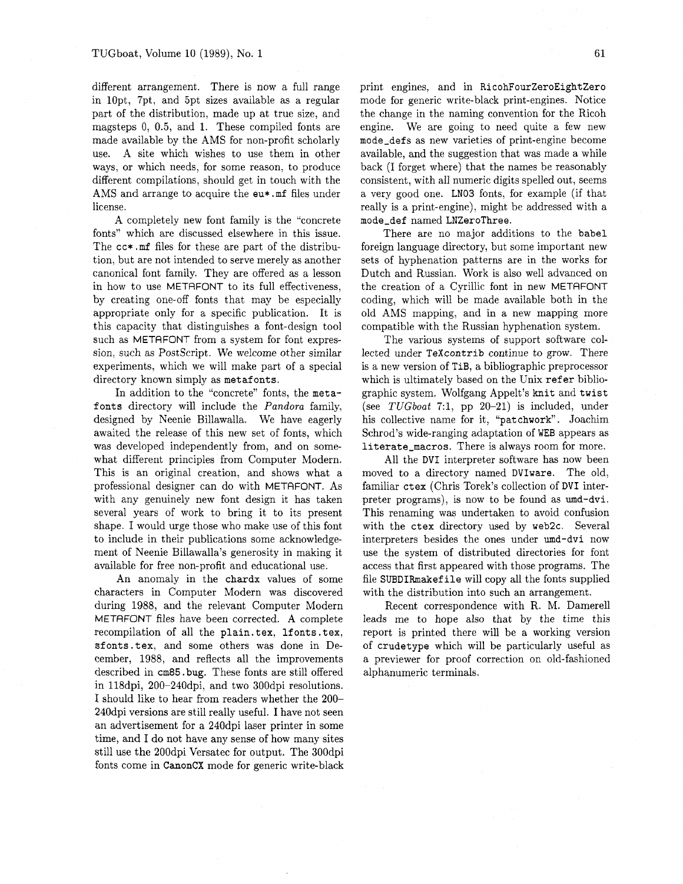different arrangement. There is now a full range in 10pt, 7pt, and 5pt sizes available as a regular part of the distribution, made up at true size, and magsteps 0, 0.5, and 1. These compiled fonts are made available by the AMS for non-profit scholarly use. A site which wishes to use them in other ways, or which needs, for some reason, to produce different compilations, should get in touch with the AMS and arrange to acquire the `eu*.mf` files under license.

A completely new font family is the "concrete fonts" which are discussed elsewhere in this issue. The `cc*.mf` files for these are part of the distribution, but are not intended to serve merely as another canonical font family. They are offered as a lesson in how to use METAFONT to its full effectiveness, by creating one-off fonts that may be especially appropriate only for a specific publication. It is this capacity that distinguishes a font-design tool such as METAFONT from a system for font expression, such as PostScript. We welcome other similar experiments, which we will make part of a special directory known simply as `metafonts`.

In addition to the "concrete" fonts, the `metafonts` directory will include the *Pandora* family, designed by Neenie Billawalla. We have eagerly awaited the release of this new set of fonts, which was developed independently from, and on somewhat different principles from Computer Modern. This is an original creation, and shows what a professional designer can do with METAFONT. As with any genuinely new font design it has taken several years of work to bring it to its present shape. I would urge those who make use of this font to include in their publications some acknowledgement of Neenie Billawalla's generosity in making it available for free non-profit and educational use.

An anomaly in the `chardx` values of some characters in Computer Modern was discovered during 1988, and the relevant Computer Modern METAFONT files have been corrected. A complete recompilation of all the `plain.tex`, `lfonts.tex`, `sfonts.tex`, and some others was done in December, 1988, and reflects all the improvements described in `cm85.bug`. These fonts are still offered in 118dpi, 200–240dpi, and two 300dpi resolutions. I should like to hear from readers whether the 200–240dpi versions are still really useful. I have not seen an advertisement for a 240dpi laser printer in some time, and I do not have any sense of how many sites still use the 200dpi Versatec for output. The 300dpi fonts come in `CanonCX` mode for generic write-black print engines, and in `RicohFourZeroEightZero` mode for generic write-black print-engines. Notice the change in the naming convention for the Ricoh engine. We are going to need quite a few new `mode_defs` as new varieties of print-engine become available, and the suggestion that was made a while back (I forget where) that the names be reasonably consistent, with all numeric digits spelled out, seems a very good one. `LN03` fonts, for example (if that really is a print-engine), might be addressed with a `mode_def` named `LNZeroThree`.

There are no major additions to the `babel` foreign language directory, but some important new sets of hyphenation patterns are in the works for Dutch and Russian. Work is also well advanced on the creation of a Cyrillic font in new METAFONT coding, which will be made available both in the old AMS mapping, and in a new mapping more compatible with the Russian hyphenation system.

The various systems of support software collected under `TeXcontrib` continue to grow. There is a new version of `TiB`, a bibliographic preprocessor which is ultimately based on the Unix `refer` bibliographic system. Wolfgang Appelt's `knit` and `twist` (see *TUGboat* 7:1, pp 20–21) is included, under his collective name for it, "`patchwork`". Joachim Schrod's wide-ranging adaptation of `WEB` appears as `literate_macros`. There is always room for more.

All the `DVI` interpreter software has now been moved to a directory named `DVIware`. The old, familiar `ctex` (Chris Torek's collection of `DVI` interpreter programs), is now to be found as `umd-dvi`. This renaming was undertaken to avoid confusion with the `ctex` directory used by `web2c`. Several interpreters besides the ones under `umd-dvi` now use the system of distributed directories for font access that first appeared with those programs. The file `SUBDIRmakefile` will copy all the fonts supplied with the distribution into such an arrangement.

Recent correspondence with R. M. Damerell leads me to hope also that by the time this report is printed there will be a working version of `crudetype` which will be particularly useful as a previewer for proof correction on old-fashioned alphanumeric terminals.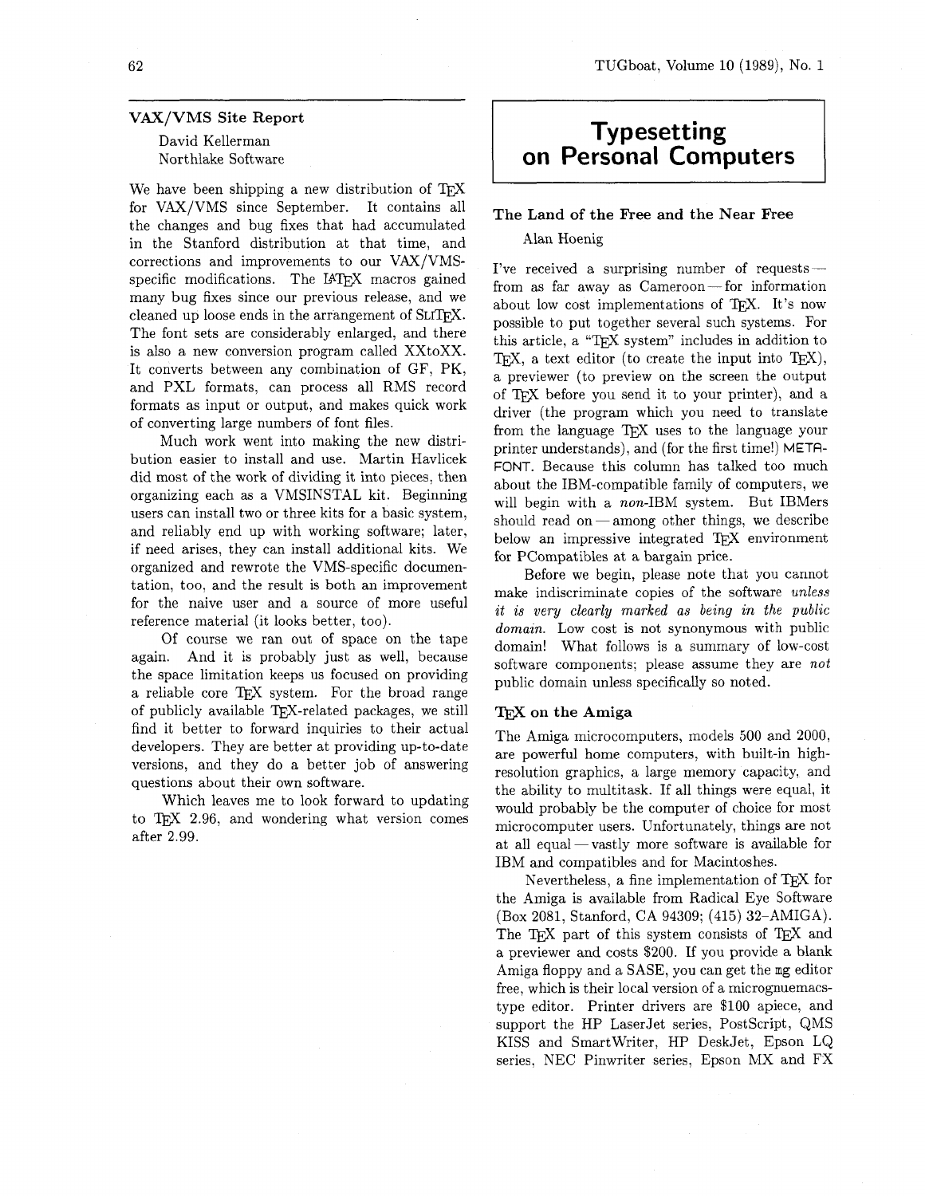### VAX/VMS Site Report

David Kellerman
Northlake Software

We have been shipping a new distribution of TeX for VAX/VMS since September. It contains all the changes and bug fixes that had accumulated in the Stanford distribution at that time, and corrections and improvements to our VAX/VMS-specific modifications. The LaTeX macros gained many bug fixes since our previous release, and we cleaned up loose ends in the arrangement of SLiTeX. The font sets are considerably enlarged, and there is also a new conversion program called XXtoXX. It converts between any combination of GF, PK, and PXL formats, can process all RMS record formats as input or output, and makes quick work of converting large numbers of font files.

Much work went into making the new distribution easier to install and use. Martin Havlicek did most of the work of dividing it into pieces, then organizing each as a VMSINSTAL kit. Beginning users can install two or three kits for a basic system, and reliably end up with working software; later, if need arises, they can install additional kits. We organized and rewrote the VMS-specific documentation, too, and the result is both an improvement for the naive user and a source of more useful reference material (it looks better, too).

Of course we ran out of space on the tape again. And it is probably just as well, because the space limitation keeps us focused on providing a reliable core TeX system. For the broad range of publicly available TeX-related packages, we still find it better to forward inquiries to their actual developers. They are better at providing up-to-date versions, and they do a better job of answering questions about their own software.

Which leaves me to look forward to updating to TeX 2.96, and wondering what version comes after 2.99.

# Typesetting on Personal Computers

### The Land of the Free and the Near Free

Alan Hoenig

I've received a surprising number of requests — from as far away as Cameroon — for information about low cost implementations of TeX. It's now possible to put together several such systems. For this article, a "TeX system" includes in addition to TeX, a text editor (to create the input into TeX), a previewer (to preview on the screen the output of TeX before you send it to your printer), and a driver (the program which you need to translate from the language TeX uses to the language your printer understands), and (for the first time!) METAFONT. Because this column has talked too much about the IBM-compatible family of computers, we will begin with a *non*-IBM system. But IBMers should read on — among other things, we describe below an impressive integrated TeX environment for PCompatibles at a bargain price.

Before we begin, please note that you cannot make indiscriminate copies of the software *unless it is very clearly marked as being in the public domain.* Low cost is not synonymous with public domain! What follows is a summary of low-cost software components; please assume they are *not* public domain unless specifically so noted.

### TeX on the Amiga

The Amiga microcomputers, models 500 and 2000, are powerful home computers, with built-in high-resolution graphics, a large memory capacity, and the ability to multitask. If all things were equal, it would probably be the computer of choice for most microcomputer users. Unfortunately, things are not at all equal — vastly more software is available for IBM and compatibles and for Macintoshes.

Nevertheless, a fine implementation of TeX for the Amiga is available from Radical Eye Software (Box 2081, Stanford, CA 94309; (415) 32-AMIGA). The TeX part of this system consists of TeX and a previewer and costs $200. If you provide a blank Amiga floppy and a SASE, you can get the mg editor free, which is their local version of a micrognuemacs-type editor. Printer drivers are $100 apiece, and support the HP LaserJet series, PostScript, QMS KISS and SmartWriter, HP DeskJet, Epson LQ series, NEC Pinwriter series, Epson MX and FX